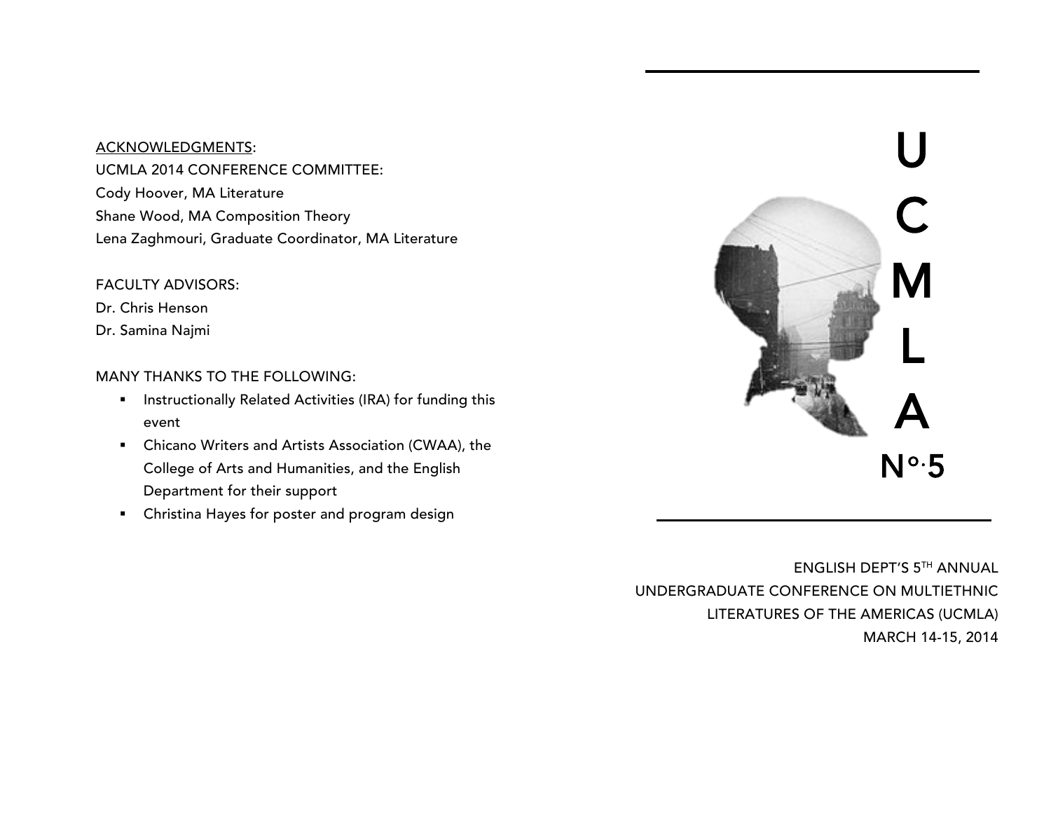ACKNOWLEDGMENTS:

UCMLA 2014 CONFERENCE COMMITTEE:

Cody Hoover, MA Literature

Shane Wood, MA Composition Theory

Lena Zaghmouri, Graduate Coordinator, MA Literature

FACULTY ADVISORS:

Dr. Chris Henson

Dr. Samina Najmi

MANY THANKS TO THE FOLLOWING:

- Instructionally Related Activities (IRA) for funding this event
- Chicano Writers and Artists Association (CWAA), the College of Arts and Humanities, and the English Department for their support
- Christina Hayes for poster and program design

# UCMLA

## No.5

ENGLISH DEPT'S 5TH ANNUAL

UNDERGRADUATE CONFERENCE ON MULTIETHNIC LITERATURES OF THE AMERICAS (UCMLA)

MARCH 14-15, 2014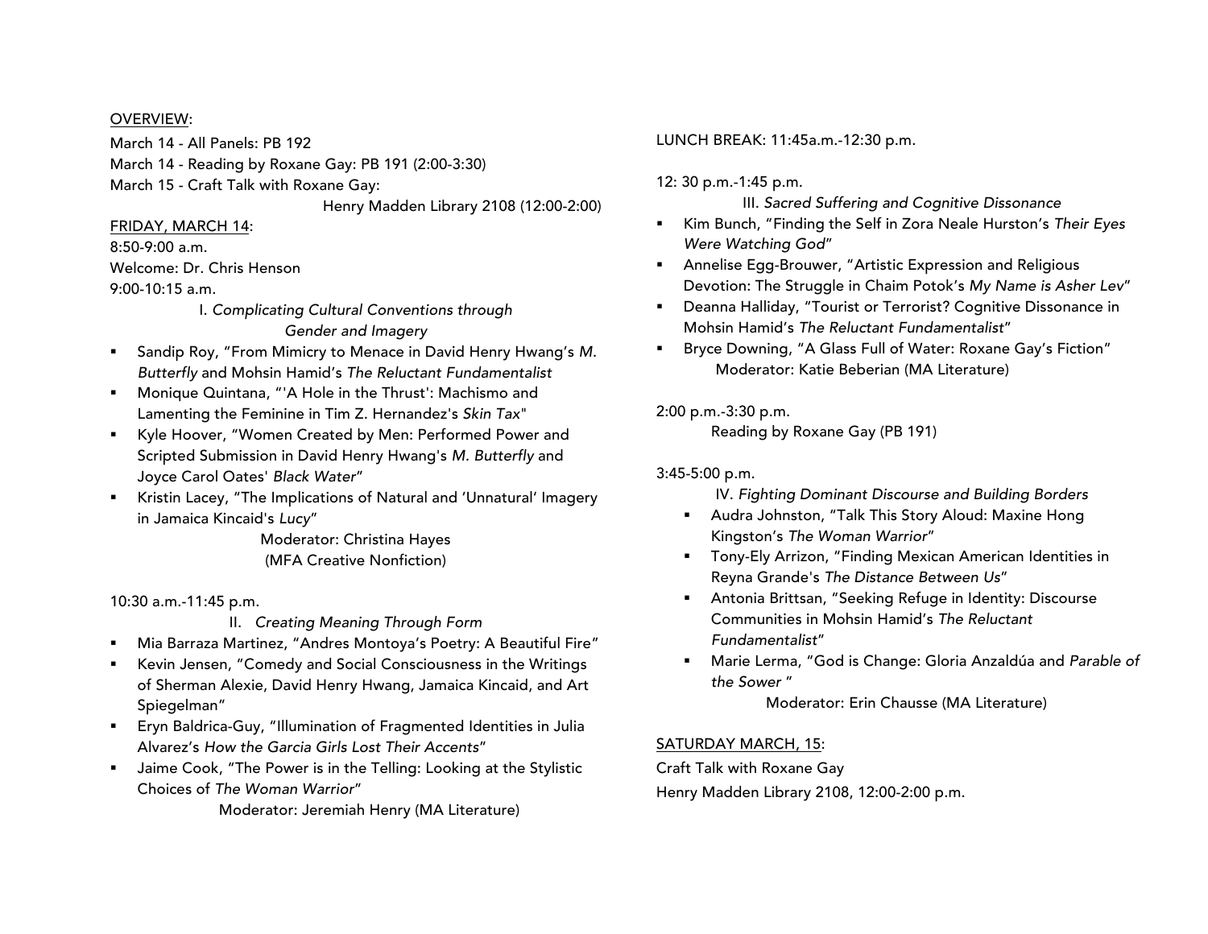OVERVIEW:

March 14 - All Panels: PB 192
March 14 - Reading by Roxane Gay: PB 191 (2:00-3:30)
March 15 - Craft Talk with Roxane Gay:
Henry Madden Library 2108 (12:00-2:00)

FRIDAY, MARCH 14:

8:50-9:00 a.m.
Welcome: Dr. Chris Henson

9:00-10:15 a.m.

I. *Complicating Cultural Conventions through Gender and Imagery*

- Sandip Roy, "From Mimicry to Menace in David Henry Hwang's *M. Butterfly* and Mohsin Hamid's *The Reluctant Fundamentalist*
- Monique Quintana, "'A Hole in the Thrust': Machismo and Lamenting the Feminine in Tim Z. Hernandez's *Skin Tax*"
- Kyle Hoover, "Women Created by Men: Performed Power and Scripted Submission in David Henry Hwang's *M. Butterfly* and Joyce Carol Oates' *Black Water*"
- Kristin Lacey, "The Implications of Natural and 'Unnatural' Imagery in Jamaica Kincaid's *Lucy*"

Moderator: Christina Hayes (MFA Creative Nonfiction)

10:30 a.m.-11:45 p.m.

II. *Creating Meaning Through Form*

- Mia Barraza Martinez, "Andres Montoya's Poetry: A Beautiful Fire"
- Kevin Jensen, "Comedy and Social Consciousness in the Writings of Sherman Alexie, David Henry Hwang, Jamaica Kincaid, and Art Spiegelman"
- Eryn Baldrica-Guy, "Illumination of Fragmented Identities in Julia Alvarez's *How the Garcia Girls Lost Their Accents*"
- Jaime Cook, "The Power is in the Telling: Looking at the Stylistic Choices of *The Woman Warrior*"

Moderator: Jeremiah Henry (MA Literature)

LUNCH BREAK: 11:45a.m.-12:30 p.m.

12: 30 p.m.-1:45 p.m.

III. *Sacred Suffering and Cognitive Dissonance*

- Kim Bunch, "Finding the Self in Zora Neale Hurston's *Their Eyes Were Watching God*"
- Annelise Egg-Brouwer, "Artistic Expression and Religious Devotion: The Struggle in Chaim Potok's *My Name is Asher Lev*"
- Deanna Halliday, "Tourist or Terrorist? Cognitive Dissonance in Mohsin Hamid's *The Reluctant Fundamentalist*"
- Bryce Downing, "A Glass Full of Water: Roxane Gay's Fiction"

Moderator: Katie Beberian (MA Literature)

2:00 p.m.-3:30 p.m.

Reading by Roxane Gay (PB 191)

3:45-5:00 p.m.

IV. *Fighting Dominant Discourse and Building Borders*

- Audra Johnston, "Talk This Story Aloud: Maxine Hong Kingston's *The Woman Warrior*"
- Tony-Ely Arrizon, "Finding Mexican American Identities in Reyna Grande's *The Distance Between Us*"
- Antonia Brittsan, "Seeking Refuge in Identity: Discourse Communities in Mohsin Hamid's *The Reluctant Fundamentalist*"
- Marie Lerma, "God is Change: Gloria Anzaldúa and *Parable of the Sower* "

Moderator: Erin Chausse (MA Literature)

SATURDAY MARCH, 15:

Craft Talk with Roxane Gay
Henry Madden Library 2108, 12:00-2:00 p.m.